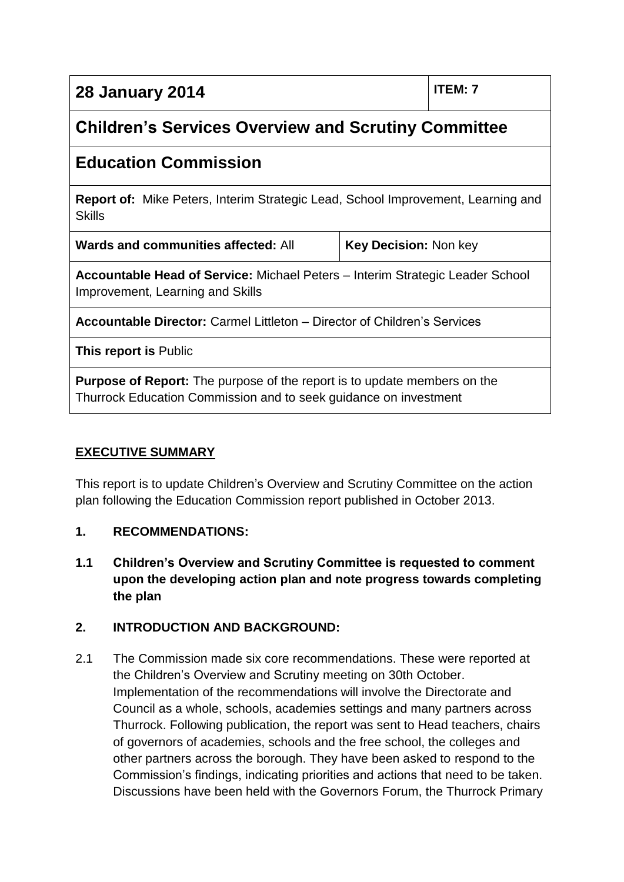| **28 January 2014** | | **ITEM: 7** |
|---|---|---|
| **Children's Services Overview and Scrutiny Committee** | | |
| **Education Commission** | | |
| **Report of:** Mike Peters, Interim Strategic Lead, School Improvement, Learning and Skills | | |
| **Wards and communities affected:** All | **Key Decision:** Non key | |
| **Accountable Head of Service:** Michael Peters – Interim Strategic Leader School Improvement, Learning and Skills | | |
| **Accountable Director:** Carmel Littleton – Director of Children's Services | | |
| **This report is** Public | | |
| **Purpose of Report:** The purpose of the report is to update members on the Thurrock Education Commission and to seek guidance on investment | | |

## EXECUTIVE SUMMARY

This report is to update Children's Overview and Scrutiny Committee on the action plan following the Education Commission report published in October 2013.

**1. RECOMMENDATIONS:**

**1.1 Children's Overview and Scrutiny Committee is requested to comment upon the developing action plan and note progress towards completing the plan**

**2. INTRODUCTION AND BACKGROUND:**

2.1 The Commission made six core recommendations. These were reported at the Children's Overview and Scrutiny meeting on 30th October. Implementation of the recommendations will involve the Directorate and Council as a whole, schools, academies settings and many partners across Thurrock. Following publication, the report was sent to Head teachers, chairs of governors of academies, schools and the free school, the colleges and other partners across the borough. They have been asked to respond to the Commission's findings, indicating priorities and actions that need to be taken. Discussions have been held with the Governors Forum, the Thurrock Primary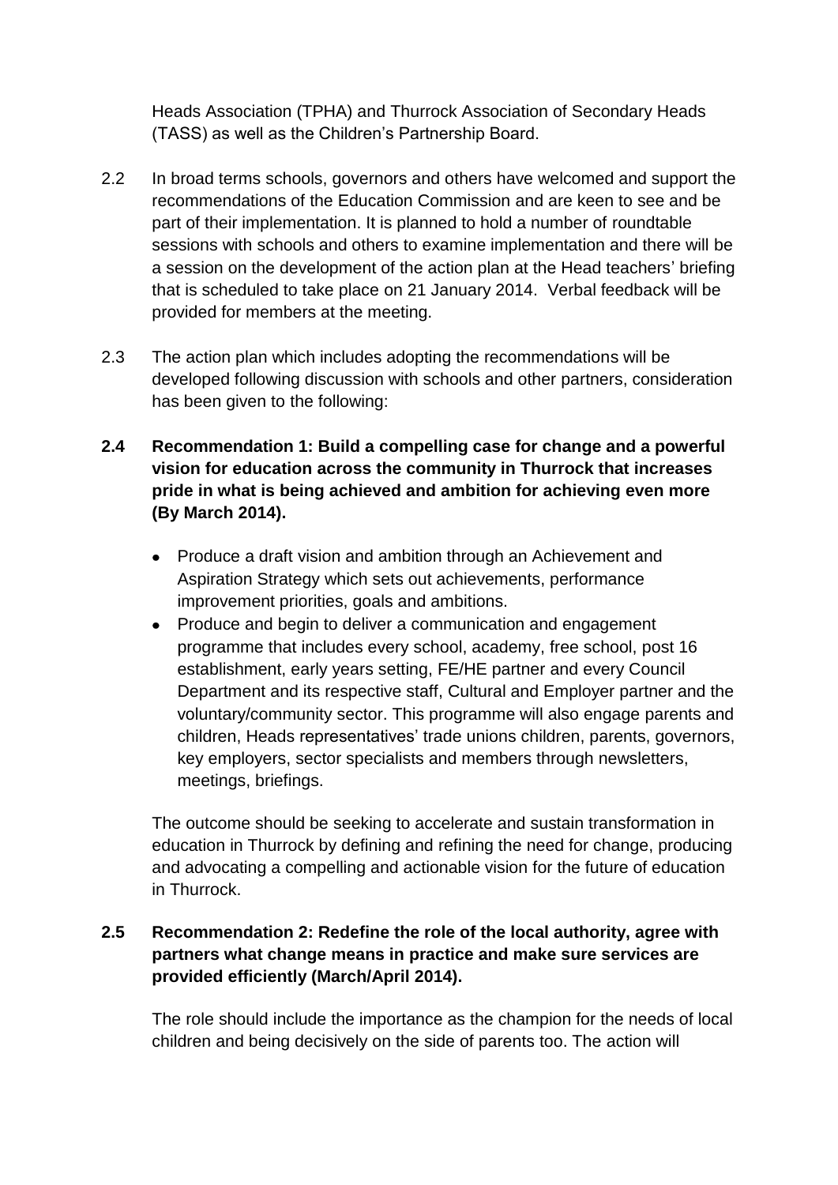Heads Association (TPHA) and Thurrock Association of Secondary Heads (TASS) as well as the Children's Partnership Board.

2.2 In broad terms schools, governors and others have welcomed and support the recommendations of the Education Commission and are keen to see and be part of their implementation. It is planned to hold a number of roundtable sessions with schools and others to examine implementation and there will be a session on the development of the action plan at the Head teachers' briefing that is scheduled to take place on 21 January 2014. Verbal feedback will be provided for members at the meeting.

2.3 The action plan which includes adopting the recommendations will be developed following discussion with schools and other partners, consideration has been given to the following:

**2.4 Recommendation 1: Build a compelling case for change and a powerful vision for education across the community in Thurrock that increases pride in what is being achieved and ambition for achieving even more (By March 2014).**

- Produce a draft vision and ambition through an Achievement and Aspiration Strategy which sets out achievements, performance improvement priorities, goals and ambitions.
- Produce and begin to deliver a communication and engagement programme that includes every school, academy, free school, post 16 establishment, early years setting, FE/HE partner and every Council Department and its respective staff, Cultural and Employer partner and the voluntary/community sector. This programme will also engage parents and children, Heads representatives' trade unions children, parents, governors, key employers, sector specialists and members through newsletters, meetings, briefings.

The outcome should be seeking to accelerate and sustain transformation in education in Thurrock by defining and refining the need for change, producing and advocating a compelling and actionable vision for the future of education in Thurrock.

**2.5 Recommendation 2: Redefine the role of the local authority, agree with partners what change means in practice and make sure services are provided efficiently (March/April 2014).**

The role should include the importance as the champion for the needs of local children and being decisively on the side of parents too. The action will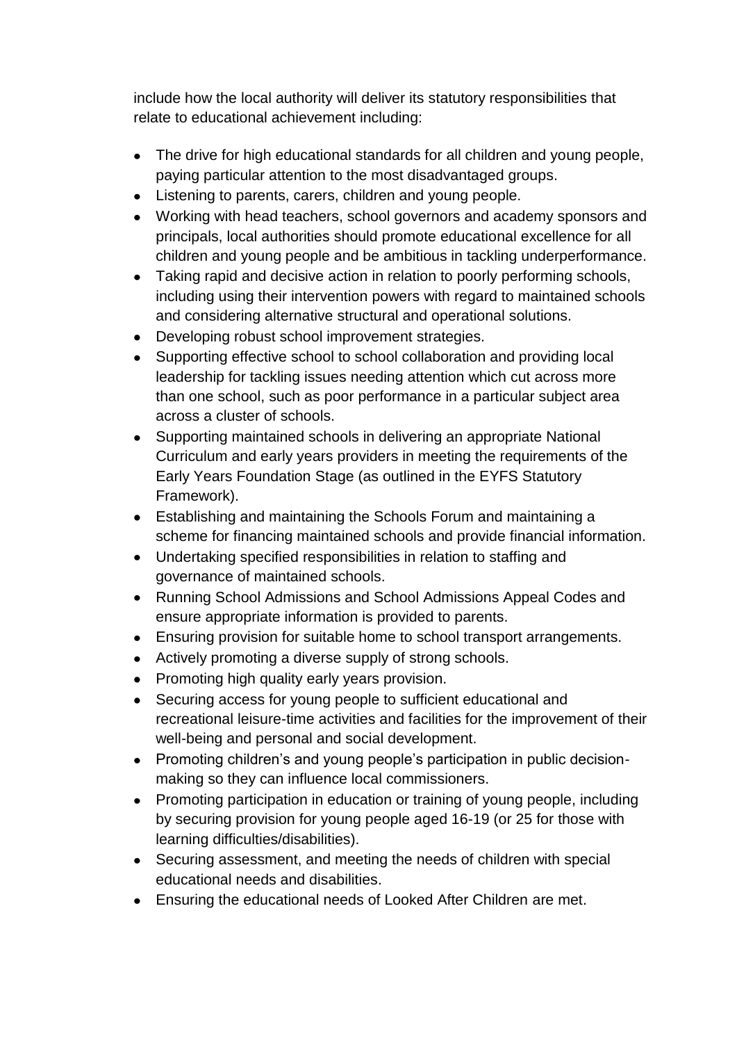include how the local authority will deliver its statutory responsibilities that relate to educational achievement including:

- The drive for high educational standards for all children and young people, paying particular attention to the most disadvantaged groups.
- Listening to parents, carers, children and young people.
- Working with head teachers, school governors and academy sponsors and principals, local authorities should promote educational excellence for all children and young people and be ambitious in tackling underperformance.
- Taking rapid and decisive action in relation to poorly performing schools, including using their intervention powers with regard to maintained schools and considering alternative structural and operational solutions.
- Developing robust school improvement strategies.
- Supporting effective school to school collaboration and providing local leadership for tackling issues needing attention which cut across more than one school, such as poor performance in a particular subject area across a cluster of schools.
- Supporting maintained schools in delivering an appropriate National Curriculum and early years providers in meeting the requirements of the Early Years Foundation Stage (as outlined in the EYFS Statutory Framework).
- Establishing and maintaining the Schools Forum and maintaining a scheme for financing maintained schools and provide financial information.
- Undertaking specified responsibilities in relation to staffing and governance of maintained schools.
- Running School Admissions and School Admissions Appeal Codes and ensure appropriate information is provided to parents.
- Ensuring provision for suitable home to school transport arrangements.
- Actively promoting a diverse supply of strong schools.
- Promoting high quality early years provision.
- Securing access for young people to sufficient educational and recreational leisure-time activities and facilities for the improvement of their well-being and personal and social development.
- Promoting children's and young people's participation in public decision-making so they can influence local commissioners.
- Promoting participation in education or training of young people, including by securing provision for young people aged 16-19 (or 25 for those with learning difficulties/disabilities).
- Securing assessment, and meeting the needs of children with special educational needs and disabilities.
- Ensuring the educational needs of Looked After Children are met.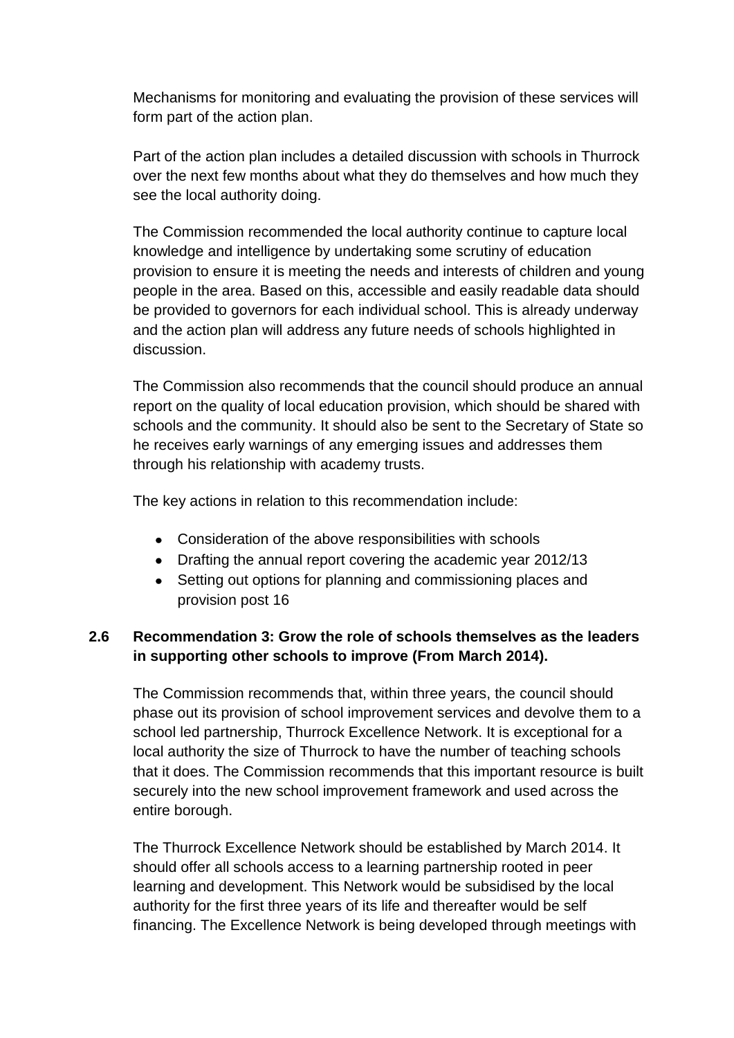Mechanisms for monitoring and evaluating the provision of these services will form part of the action plan.

Part of the action plan includes a detailed discussion with schools in Thurrock over the next few months about what they do themselves and how much they see the local authority doing.

The Commission recommended the local authority continue to capture local knowledge and intelligence by undertaking some scrutiny of education provision to ensure it is meeting the needs and interests of children and young people in the area. Based on this, accessible and easily readable data should be provided to governors for each individual school. This is already underway and the action plan will address any future needs of schools highlighted in discussion.

The Commission also recommends that the council should produce an annual report on the quality of local education provision, which should be shared with schools and the community. It should also be sent to the Secretary of State so he receives early warnings of any emerging issues and addresses them through his relationship with academy trusts.

The key actions in relation to this recommendation include:

- Consideration of the above responsibilities with schools
- Drafting the annual report covering the academic year 2012/13
- Setting out options for planning and commissioning places and provision post 16

**2.6 Recommendation 3: Grow the role of schools themselves as the leaders in supporting other schools to improve (From March 2014).**

The Commission recommends that, within three years, the council should phase out its provision of school improvement services and devolve them to a school led partnership, Thurrock Excellence Network. It is exceptional for a local authority the size of Thurrock to have the number of teaching schools that it does. The Commission recommends that this important resource is built securely into the new school improvement framework and used across the entire borough.

The Thurrock Excellence Network should be established by March 2014. It should offer all schools access to a learning partnership rooted in peer learning and development. This Network would be subsidised by the local authority for the first three years of its life and thereafter would be self financing. The Excellence Network is being developed through meetings with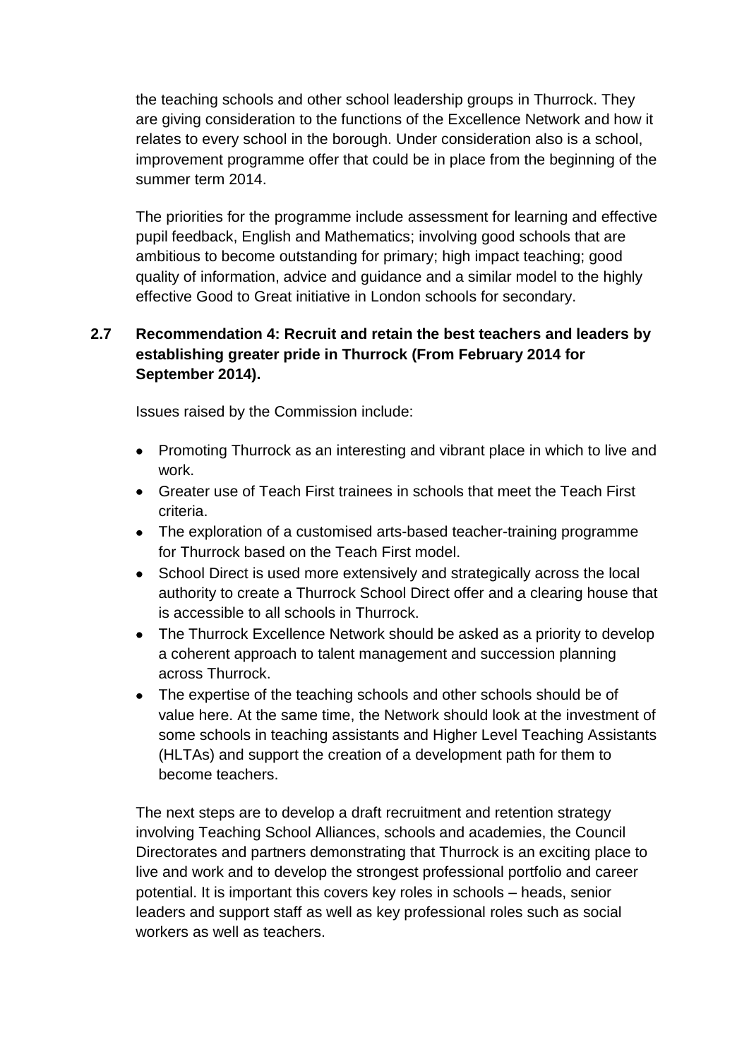the teaching schools and other school leadership groups in Thurrock. They are giving consideration to the functions of the Excellence Network and how it relates to every school in the borough. Under consideration also is a school, improvement programme offer that could be in place from the beginning of the summer term 2014.

The priorities for the programme include assessment for learning and effective pupil feedback, English and Mathematics; involving good schools that are ambitious to become outstanding for primary; high impact teaching; good quality of information, advice and guidance and a similar model to the highly effective Good to Great initiative in London schools for secondary.

**2.7 Recommendation 4: Recruit and retain the best teachers and leaders by establishing greater pride in Thurrock (From February 2014 for September 2014).**

Issues raised by the Commission include:

- Promoting Thurrock as an interesting and vibrant place in which to live and work.
- Greater use of Teach First trainees in schools that meet the Teach First criteria.
- The exploration of a customised arts-based teacher-training programme for Thurrock based on the Teach First model.
- School Direct is used more extensively and strategically across the local authority to create a Thurrock School Direct offer and a clearing house that is accessible to all schools in Thurrock.
- The Thurrock Excellence Network should be asked as a priority to develop a coherent approach to talent management and succession planning across Thurrock.
- The expertise of the teaching schools and other schools should be of value here. At the same time, the Network should look at the investment of some schools in teaching assistants and Higher Level Teaching Assistants (HLTAs) and support the creation of a development path for them to become teachers.

The next steps are to develop a draft recruitment and retention strategy involving Teaching School Alliances, schools and academies, the Council Directorates and partners demonstrating that Thurrock is an exciting place to live and work and to develop the strongest professional portfolio and career potential. It is important this covers key roles in schools – heads, senior leaders and support staff as well as key professional roles such as social workers as well as teachers.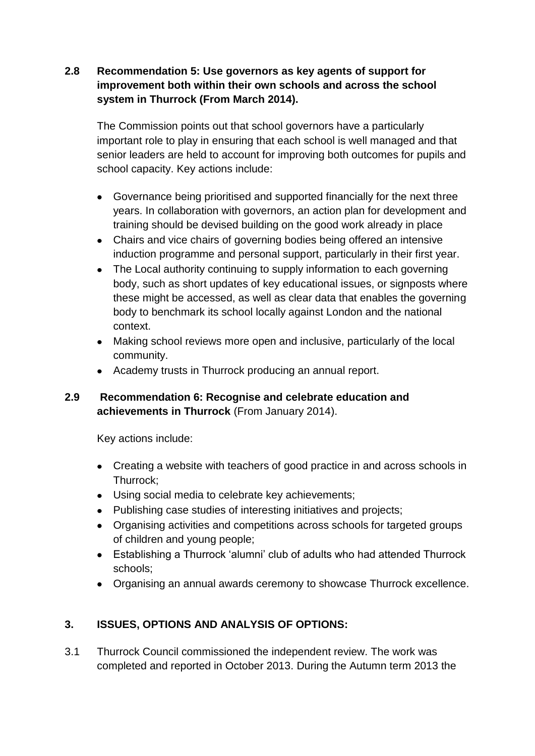**2.8 Recommendation 5: Use governors as key agents of support for improvement both within their own schools and across the school system in Thurrock (From March 2014).**

The Commission points out that school governors have a particularly important role to play in ensuring that each school is well managed and that senior leaders are held to account for improving both outcomes for pupils and school capacity. Key actions include:

- Governance being prioritised and supported financially for the next three years. In collaboration with governors, an action plan for development and training should be devised building on the good work already in place
- Chairs and vice chairs of governing bodies being offered an intensive induction programme and personal support, particularly in their first year.
- The Local authority continuing to supply information to each governing body, such as short updates of key educational issues, or signposts where these might be accessed, as well as clear data that enables the governing body to benchmark its school locally against London and the national context.
- Making school reviews more open and inclusive, particularly of the local community.
- Academy trusts in Thurrock producing an annual report.

**2.9 Recommendation 6: Recognise and celebrate education and achievements in Thurrock** (From January 2014).

Key actions include:

- Creating a website with teachers of good practice in and across schools in Thurrock;
- Using social media to celebrate key achievements;
- Publishing case studies of interesting initiatives and projects;
- Organising activities and competitions across schools for targeted groups of children and young people;
- Establishing a Thurrock 'alumni' club of adults who had attended Thurrock schools;
- Organising an annual awards ceremony to showcase Thurrock excellence.

## 3. ISSUES, OPTIONS AND ANALYSIS OF OPTIONS:

3.1 Thurrock Council commissioned the independent review. The work was completed and reported in October 2013. During the Autumn term 2013 the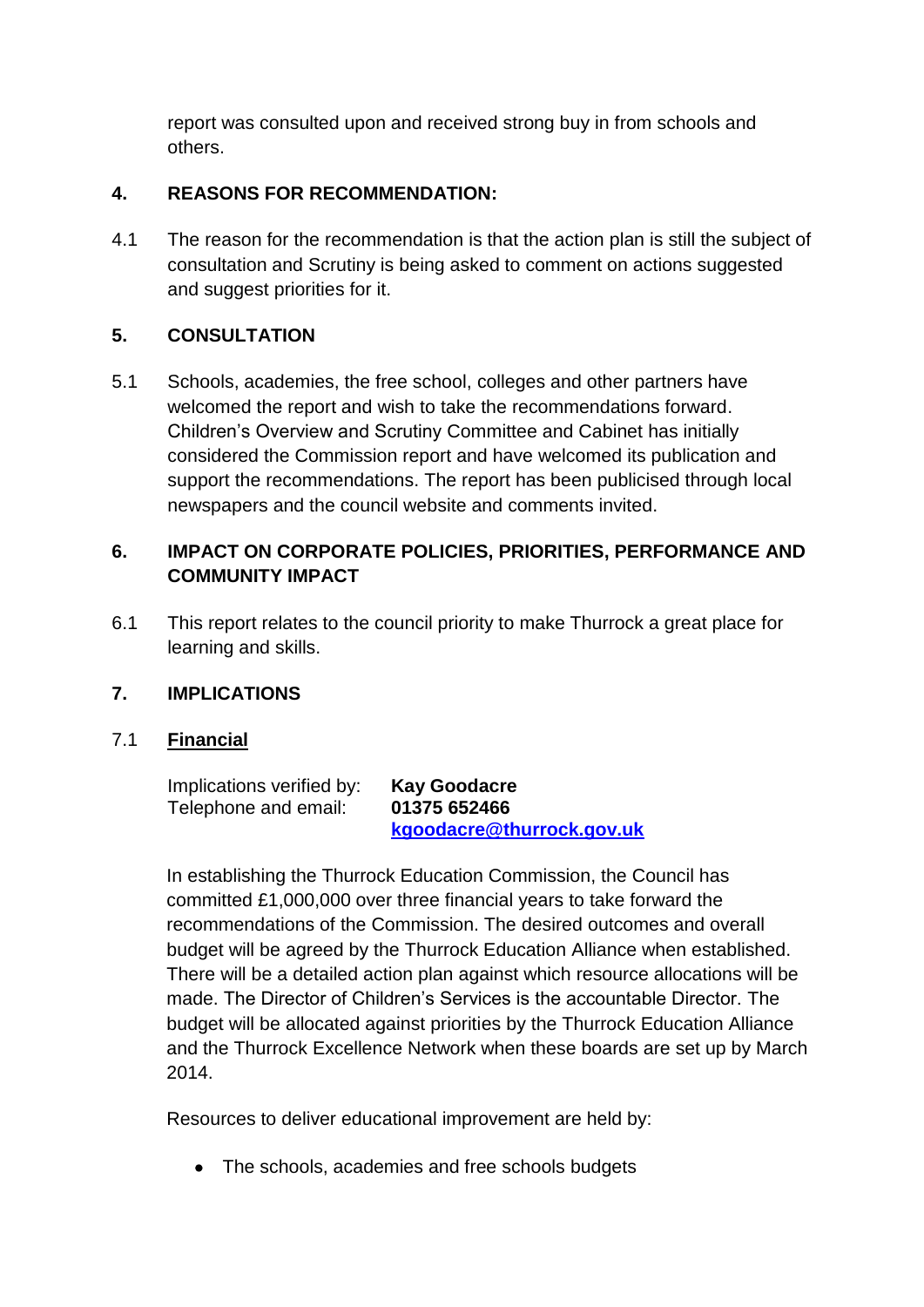report was consulted upon and received strong buy in from schools and others.

## 4. REASONS FOR RECOMMENDATION:

4.1 The reason for the recommendation is that the action plan is still the subject of consultation and Scrutiny is being asked to comment on actions suggested and suggest priorities for it.

## 5. CONSULTATION

5.1 Schools, academies, the free school, colleges and other partners have welcomed the report and wish to take the recommendations forward. Children's Overview and Scrutiny Committee and Cabinet has initially considered the Commission report and have welcomed its publication and support the recommendations. The report has been publicised through local newspapers and the council website and comments invited.

## 6. IMPACT ON CORPORATE POLICIES, PRIORITIES, PERFORMANCE AND COMMUNITY IMPACT

6.1 This report relates to the council priority to make Thurrock a great place for learning and skills.

## 7. IMPLICATIONS

### 7.1 Financial

Implications verified by: **Kay Goodacre**
Telephone and email: **01375 652466**
**kgoodacre@thurrock.gov.uk**

In establishing the Thurrock Education Commission, the Council has committed £1,000,000 over three financial years to take forward the recommendations of the Commission. The desired outcomes and overall budget will be agreed by the Thurrock Education Alliance when established. There will be a detailed action plan against which resource allocations will be made. The Director of Children's Services is the accountable Director. The budget will be allocated against priorities by the Thurrock Education Alliance and the Thurrock Excellence Network when these boards are set up by March 2014.

Resources to deliver educational improvement are held by:

- The schools, academies and free schools budgets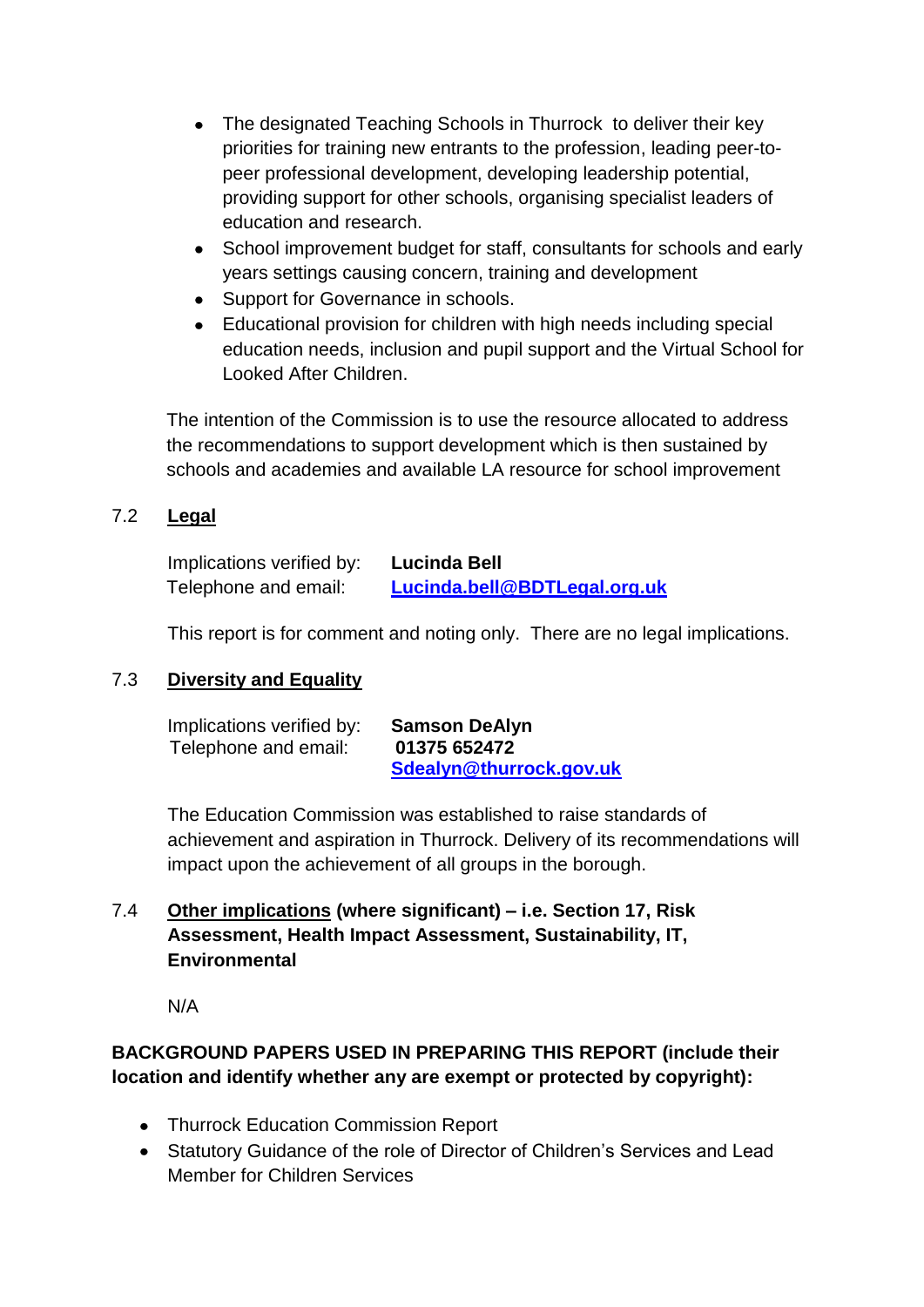- The designated Teaching Schools in Thurrock to deliver their key priorities for training new entrants to the profession, leading peer-to-peer professional development, developing leadership potential, providing support for other schools, organising specialist leaders of education and research.
- School improvement budget for staff, consultants for schools and early years settings causing concern, training and development
- Support for Governance in schools.
- Educational provision for children with high needs including special education needs, inclusion and pupil support and the Virtual School for Looked After Children.

The intention of the Commission is to use the resource allocated to address the recommendations to support development which is then sustained by schools and academies and available LA resource for school improvement

### 7.2 Legal

Implications verified by: **Lucinda Bell**
Telephone and email: **Lucinda.bell@BDTLegal.org.uk**

This report is for comment and noting only. There are no legal implications.

### 7.3 Diversity and Equality

Implications verified by: **Samson DeAlyn**
Telephone and email: **01375 652472**
**Sdealyn@thurrock.gov.uk**

The Education Commission was established to raise standards of achievement and aspiration in Thurrock. Delivery of its recommendations will impact upon the achievement of all groups in the borough.

### 7.4 Other implications (where significant) – i.e. Section 17, Risk Assessment, Health Impact Assessment, Sustainability, IT, Environmental

N/A

**BACKGROUND PAPERS USED IN PREPARING THIS REPORT (include their location and identify whether any are exempt or protected by copyright):**

- Thurrock Education Commission Report
- Statutory Guidance of the role of Director of Children's Services and Lead Member for Children Services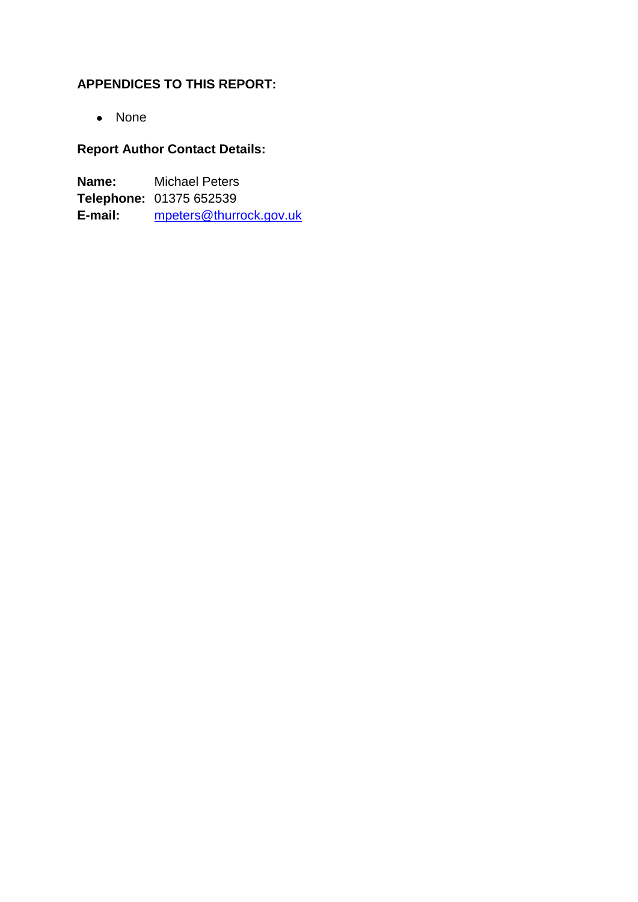**APPENDICES TO THIS REPORT:**

- None

**Report Author Contact Details:**

**Name:** Michael Peters
**Telephone:** 01375 652539
**E-mail:** mpeters@thurrock.gov.uk